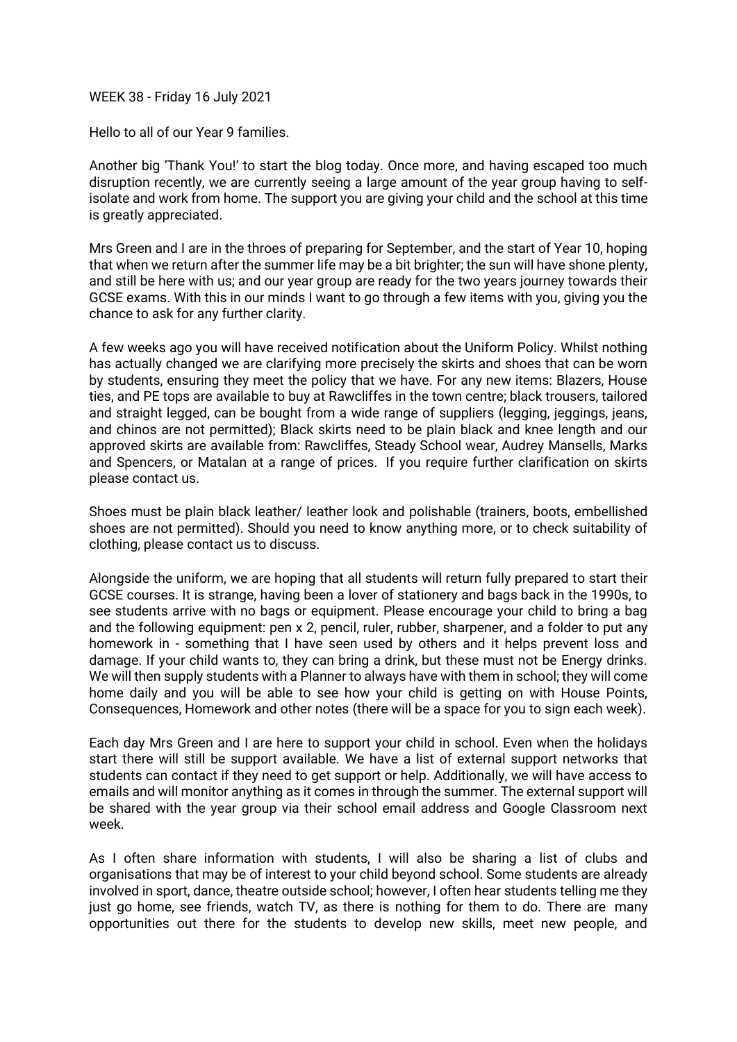WEEK 38 - Friday 16 July 2021

Hello to all of our Year 9 families.

Another big 'Thank You!' to start the blog today. Once more, and having escaped too much disruption recently, we are currently seeing a large amount of the year group having to self-isolate and work from home. The support you are giving your child and the school at this time is greatly appreciated.

Mrs Green and I are in the throes of preparing for September, and the start of Year 10, hoping that when we return after the summer life may be a bit brighter; the sun will have shone plenty, and still be here with us; and our year group are ready for the two years journey towards their GCSE exams. With this in our minds I want to go through a few items with you, giving you the chance to ask for any further clarity.

A few weeks ago you will have received notification about the Uniform Policy. Whilst nothing has actually changed we are clarifying more precisely the skirts and shoes that can be worn by students, ensuring they meet the policy that we have. For any new items: Blazers, House ties, and PE tops are available to buy at Rawcliffes in the town centre; black trousers, tailored and straight legged, can be bought from a wide range of suppliers (legging, jeggings, jeans, and chinos are not permitted); Black skirts need to be plain black and knee length and our approved skirts are available from: Rawcliffes, Steady School wear, Audrey Mansells, Marks and Spencers, or Matalan at a range of prices. If you require further clarification on skirts please contact us.

Shoes must be plain black leather/ leather look and polishable (trainers, boots, embellished shoes are not permitted). Should you need to know anything more, or to check suitability of clothing, please contact us to discuss.

Alongside the uniform, we are hoping that all students will return fully prepared to start their GCSE courses. It is strange, having been a lover of stationery and bags back in the 1990s, to see students arrive with no bags or equipment. Please encourage your child to bring a bag and the following equipment: pen x 2, pencil, ruler, rubber, sharpener, and a folder to put any homework in - something that I have seen used by others and it helps prevent loss and damage. If your child wants to, they can bring a drink, but these must not be Energy drinks. We will then supply students with a Planner to always have with them in school; they will come home daily and you will be able to see how your child is getting on with House Points, Consequences, Homework and other notes (there will be a space for you to sign each week).

Each day Mrs Green and I are here to support your child in school. Even when the holidays start there will still be support available. We have a list of external support networks that students can contact if they need to get support or help. Additionally, we will have access to emails and will monitor anything as it comes in through the summer. The external support will be shared with the year group via their school email address and Google Classroom next week.

As I often share information with students, I will also be sharing a list of clubs and organisations that may be of interest to your child beyond school. Some students are already involved in sport, dance, theatre outside school; however, I often hear students telling me they just go home, see friends, watch TV, as there is nothing for them to do. There are many opportunities out there for the students to develop new skills, meet new people, and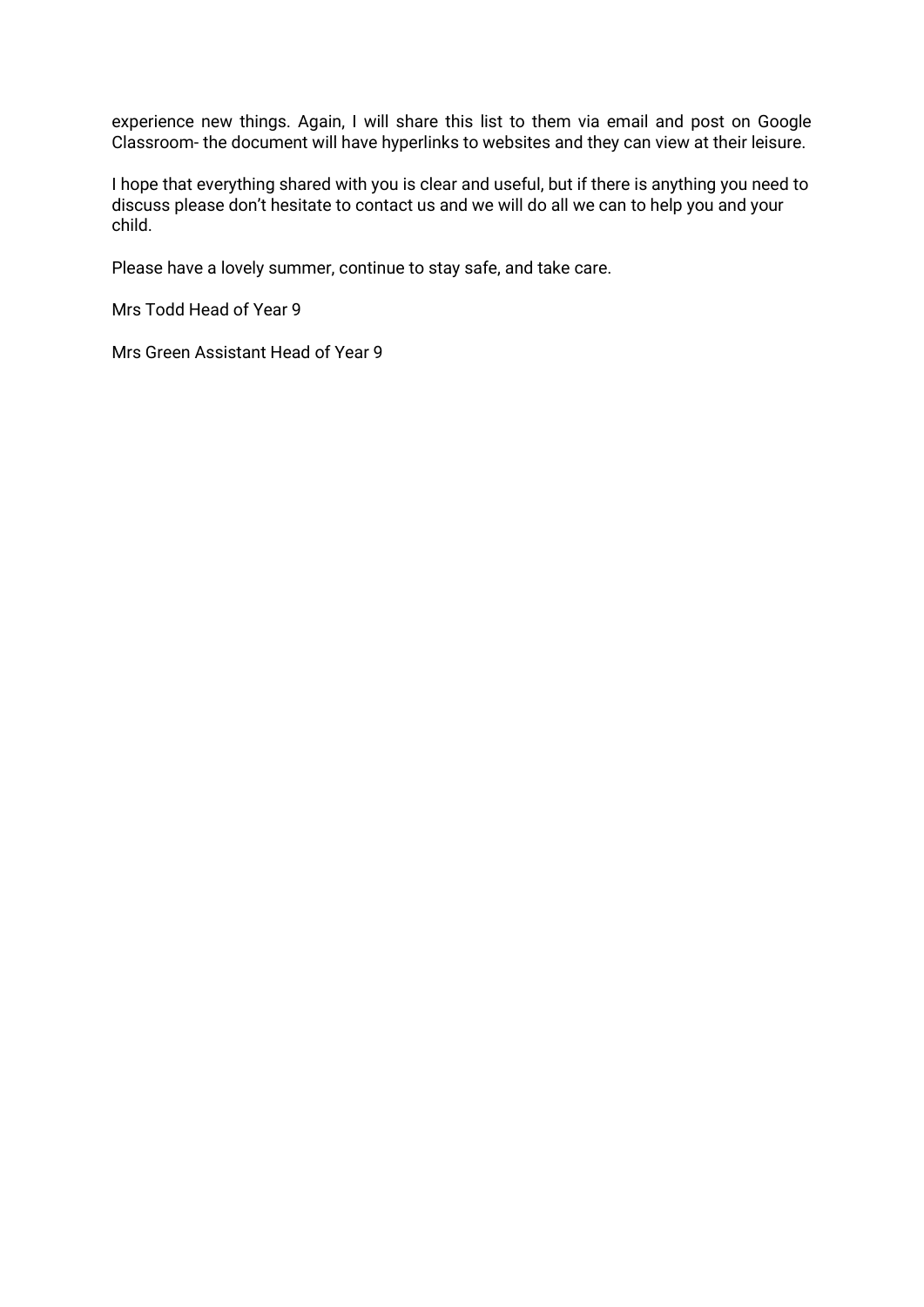experience new things. Again, I will share this list to them via email and post on Google Classroom- the document will have hyperlinks to websites and they can view at their leisure.

I hope that everything shared with you is clear and useful, but if there is anything you need to discuss please don't hesitate to contact us and we will do all we can to help you and your child.

Please have a lovely summer, continue to stay safe, and take care.

Mrs Todd Head of Year 9

Mrs Green Assistant Head of Year 9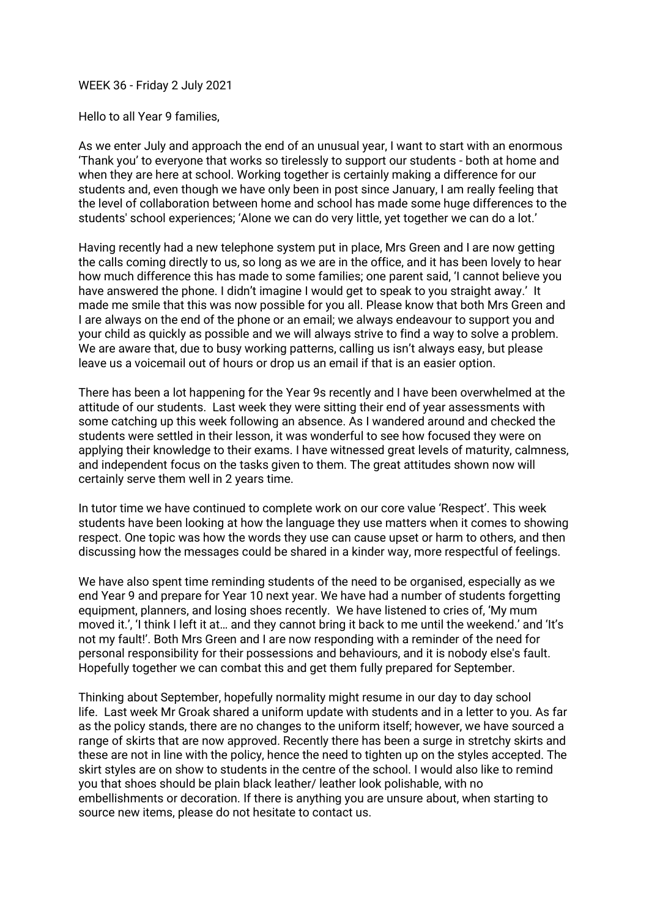WEEK 36 - Friday 2 July 2021

Hello to all Year 9 families,

As we enter July and approach the end of an unusual year, I want to start with an enormous 'Thank you' to everyone that works so tirelessly to support our students - both at home and when they are here at school. Working together is certainly making a difference for our students and, even though we have only been in post since January, I am really feeling that the level of collaboration between home and school has made some huge differences to the students' school experiences; 'Alone we can do very little, yet together we can do a lot.'

Having recently had a new telephone system put in place, Mrs Green and I are now getting the calls coming directly to us, so long as we are in the office, and it has been lovely to hear how much difference this has made to some families; one parent said, 'I cannot believe you have answered the phone. I didn't imagine I would get to speak to you straight away.' It made me smile that this was now possible for you all. Please know that both Mrs Green and I are always on the end of the phone or an email; we always endeavour to support you and your child as quickly as possible and we will always strive to find a way to solve a problem. We are aware that, due to busy working patterns, calling us isn't always easy, but please leave us a voicemail out of hours or drop us an email if that is an easier option.

There has been a lot happening for the Year 9s recently and I have been overwhelmed at the attitude of our students. Last week they were sitting their end of year assessments with some catching up this week following an absence. As I wandered around and checked the students were settled in their lesson, it was wonderful to see how focused they were on applying their knowledge to their exams. I have witnessed great levels of maturity, calmness, and independent focus on the tasks given to them. The great attitudes shown now will certainly serve them well in 2 years time.

In tutor time we have continued to complete work on our core value 'Respect'. This week students have been looking at how the language they use matters when it comes to showing respect. One topic was how the words they use can cause upset or harm to others, and then discussing how the messages could be shared in a kinder way, more respectful of feelings.

We have also spent time reminding students of the need to be organised, especially as we end Year 9 and prepare for Year 10 next year. We have had a number of students forgetting equipment, planners, and losing shoes recently. We have listened to cries of, 'My mum moved it.', 'I think I left it at… and they cannot bring it back to me until the weekend.' and 'It's not my fault!'. Both Mrs Green and I are now responding with a reminder of the need for personal responsibility for their possessions and behaviours, and it is nobody else's fault. Hopefully together we can combat this and get them fully prepared for September.

Thinking about September, hopefully normality might resume in our day to day school life. Last week Mr Groak shared a uniform update with students and in a letter to you. As far as the policy stands, there are no changes to the uniform itself; however, we have sourced a range of skirts that are now approved. Recently there has been a surge in stretchy skirts and these are not in line with the policy, hence the need to tighten up on the styles accepted. The skirt styles are on show to students in the centre of the school. I would also like to remind you that shoes should be plain black leather/ leather look polishable, with no embellishments or decoration. If there is anything you are unsure about, when starting to source new items, please do not hesitate to contact us.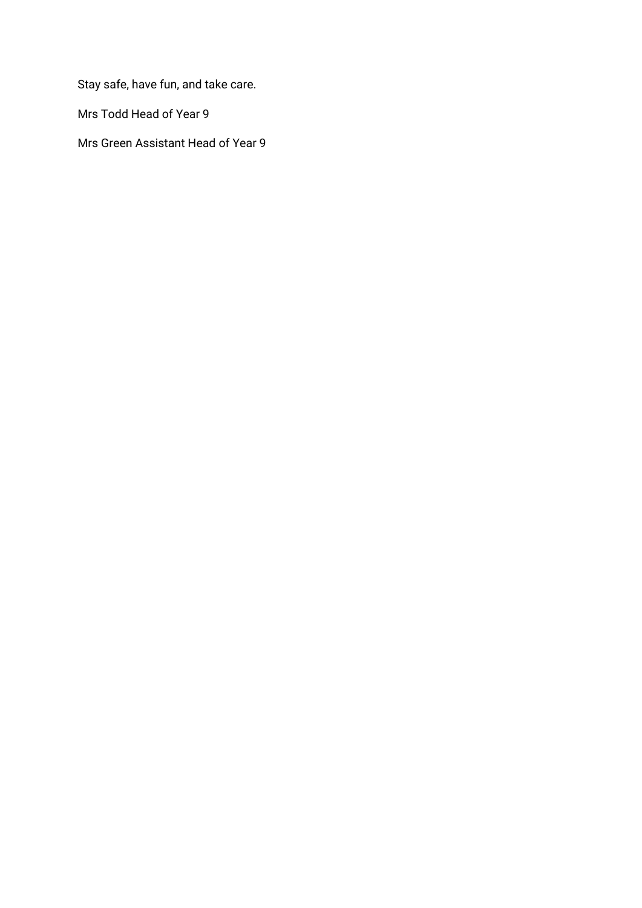Stay safe, have fun, and take care.

Mrs Todd Head of Year 9

Mrs Green Assistant Head of Year 9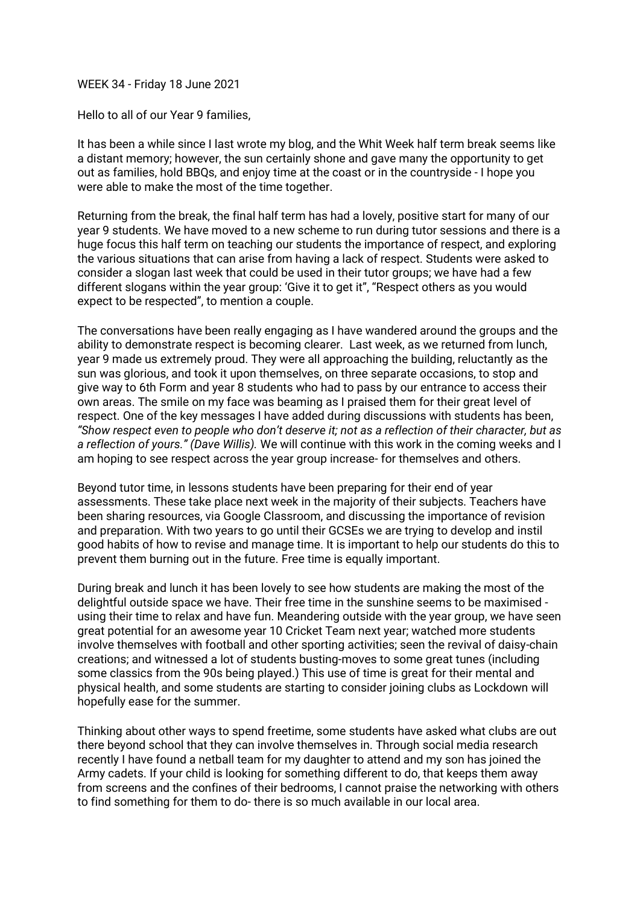WEEK 34 - Friday 18 June 2021

Hello to all of our Year 9 families,

It has been a while since I last wrote my blog, and the Whit Week half term break seems like a distant memory; however, the sun certainly shone and gave many the opportunity to get out as families, hold BBQs, and enjoy time at the coast or in the countryside - I hope you were able to make the most of the time together.

Returning from the break, the final half term has had a lovely, positive start for many of our year 9 students. We have moved to a new scheme to run during tutor sessions and there is a huge focus this half term on teaching our students the importance of respect, and exploring the various situations that can arise from having a lack of respect. Students were asked to consider a slogan last week that could be used in their tutor groups; we have had a few different slogans within the year group: 'Give it to get it", "Respect others as you would expect to be respected", to mention a couple.

The conversations have been really engaging as I have wandered around the groups and the ability to demonstrate respect is becoming clearer. Last week, as we returned from lunch, year 9 made us extremely proud. They were all approaching the building, reluctantly as the sun was glorious, and took it upon themselves, on three separate occasions, to stop and give way to 6th Form and year 8 students who had to pass by our entrance to access their own areas. The smile on my face was beaming as I praised them for their great level of respect. One of the key messages I have added during discussions with students has been, *"Show respect even to people who don't deserve it; not as a reflection of their character, but as a reflection of yours." (Dave Willis).* We will continue with this work in the coming weeks and I am hoping to see respect across the year group increase- for themselves and others.

Beyond tutor time, in lessons students have been preparing for their end of year assessments. These take place next week in the majority of their subjects. Teachers have been sharing resources, via Google Classroom, and discussing the importance of revision and preparation. With two years to go until their GCSEs we are trying to develop and instil good habits of how to revise and manage time. It is important to help our students do this to prevent them burning out in the future. Free time is equally important.

During break and lunch it has been lovely to see how students are making the most of the delightful outside space we have. Their free time in the sunshine seems to be maximised - using their time to relax and have fun. Meandering outside with the year group, we have seen great potential for an awesome year 10 Cricket Team next year; watched more students involve themselves with football and other sporting activities; seen the revival of daisy-chain creations; and witnessed a lot of students busting-moves to some great tunes (including some classics from the 90s being played.) This use of time is great for their mental and physical health, and some students are starting to consider joining clubs as Lockdown will hopefully ease for the summer.

Thinking about other ways to spend freetime, some students have asked what clubs are out there beyond school that they can involve themselves in. Through social media research recently I have found a netball team for my daughter to attend and my son has joined the Army cadets. If your child is looking for something different to do, that keeps them away from screens and the confines of their bedrooms, I cannot praise the networking with others to find something for them to do- there is so much available in our local area.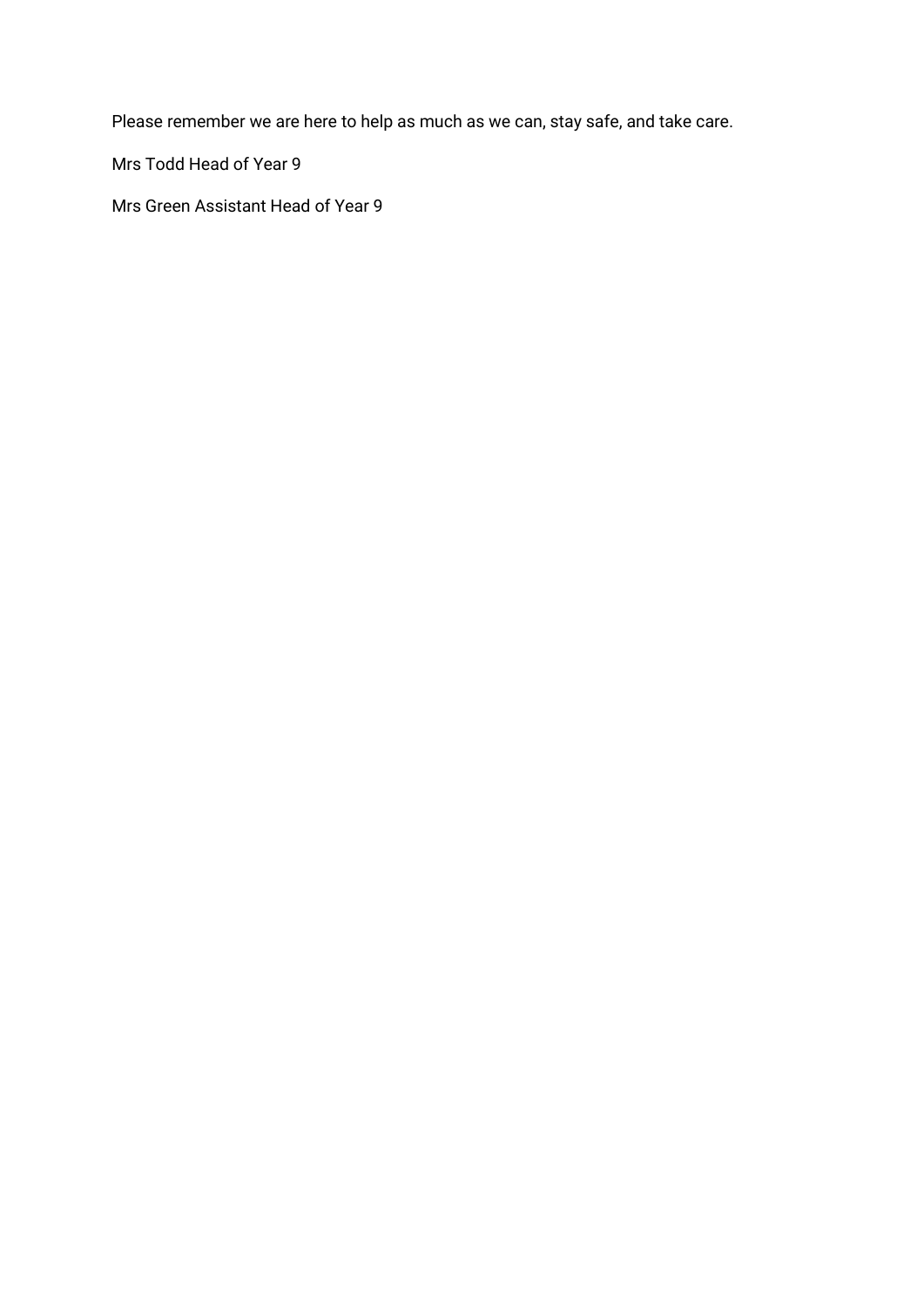Please remember we are here to help as much as we can, stay safe, and take care.

Mrs Todd Head of Year 9

Mrs Green Assistant Head of Year 9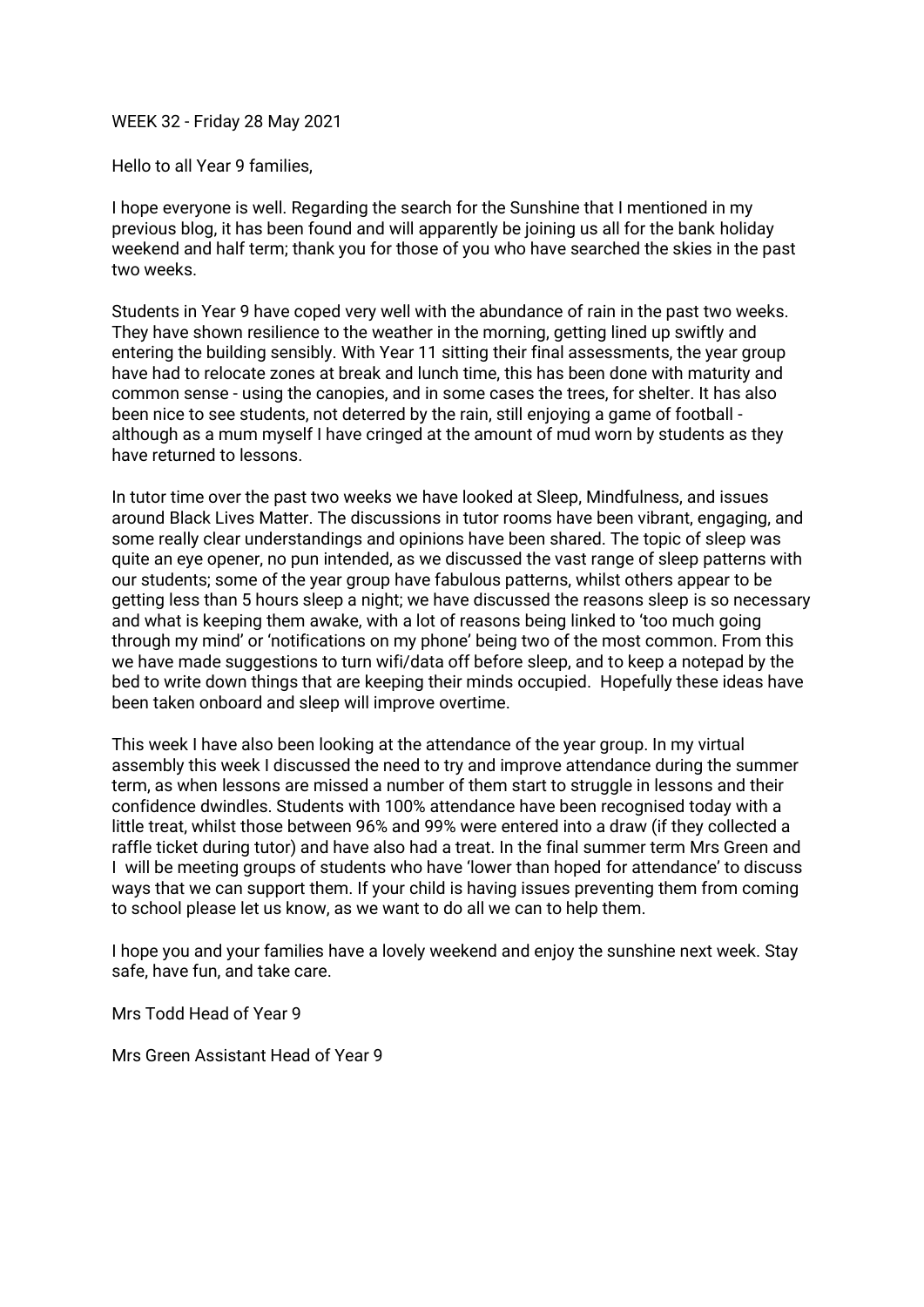WEEK 32 - Friday 28 May 2021

Hello to all Year 9 families,

I hope everyone is well. Regarding the search for the Sunshine that I mentioned in my previous blog, it has been found and will apparently be joining us all for the bank holiday weekend and half term; thank you for those of you who have searched the skies in the past two weeks.

Students in Year 9 have coped very well with the abundance of rain in the past two weeks. They have shown resilience to the weather in the morning, getting lined up swiftly and entering the building sensibly. With Year 11 sitting their final assessments, the year group have had to relocate zones at break and lunch time, this has been done with maturity and common sense - using the canopies, and in some cases the trees, for shelter. It has also been nice to see students, not deterred by the rain, still enjoying a game of football - although as a mum myself I have cringed at the amount of mud worn by students as they have returned to lessons.

In tutor time over the past two weeks we have looked at Sleep, Mindfulness, and issues around Black Lives Matter. The discussions in tutor rooms have been vibrant, engaging, and some really clear understandings and opinions have been shared. The topic of sleep was quite an eye opener, no pun intended, as we discussed the vast range of sleep patterns with our students; some of the year group have fabulous patterns, whilst others appear to be getting less than 5 hours sleep a night; we have discussed the reasons sleep is so necessary and what is keeping them awake, with a lot of reasons being linked to 'too much going through my mind' or 'notifications on my phone' being two of the most common. From this we have made suggestions to turn wifi/data off before sleep, and to keep a notepad by the bed to write down things that are keeping their minds occupied. Hopefully these ideas have been taken onboard and sleep will improve overtime.

This week I have also been looking at the attendance of the year group. In my virtual assembly this week I discussed the need to try and improve attendance during the summer term, as when lessons are missed a number of them start to struggle in lessons and their confidence dwindles. Students with 100% attendance have been recognised today with a little treat, whilst those between 96% and 99% were entered into a draw (if they collected a raffle ticket during tutor) and have also had a treat. In the final summer term Mrs Green and I will be meeting groups of students who have 'lower than hoped for attendance' to discuss ways that we can support them. If your child is having issues preventing them from coming to school please let us know, as we want to do all we can to help them.

I hope you and your families have a lovely weekend and enjoy the sunshine next week. Stay safe, have fun, and take care.

Mrs Todd Head of Year 9

Mrs Green Assistant Head of Year 9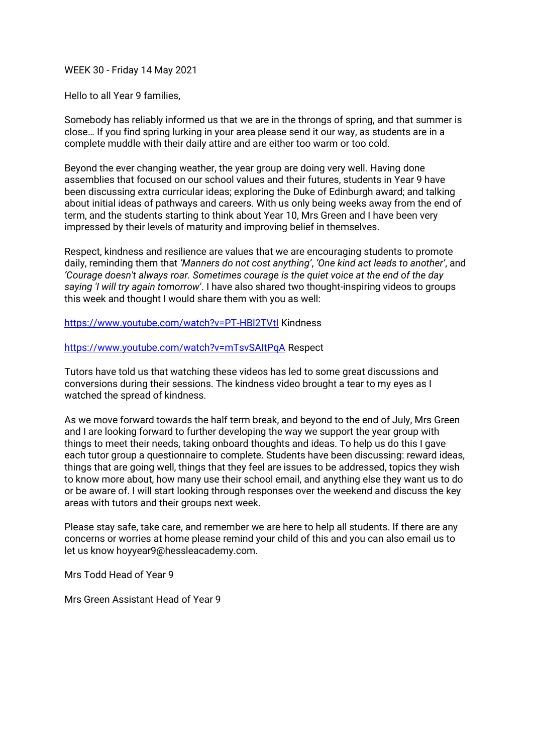WEEK 30 - Friday 14 May 2021

Hello to all Year 9 families,

Somebody has reliably informed us that we are in the throngs of spring, and that summer is close… If you find spring lurking in your area please send it our way, as students are in a complete muddle with their daily attire and are either too warm or too cold.

Beyond the ever changing weather, the year group are doing very well. Having done assemblies that focused on our school values and their futures, students in Year 9 have been discussing extra curricular ideas; exploring the Duke of Edinburgh award; and talking about initial ideas of pathways and careers. With us only being weeks away from the end of term, and the students starting to think about Year 10, Mrs Green and I have been very impressed by their levels of maturity and improving belief in themselves.

Respect, kindness and resilience are values that we are encouraging students to promote daily, reminding them that *'Manners do not cost anything'*, *'One kind act leads to another'*, and *'Courage doesn't always roar. Sometimes courage is the quiet voice at the end of the day saying 'I will try again tomorrow'*. I have also shared two thought-inspiring videos to groups this week and thought I would share them with you as well:

[https://www.youtube.com/watch?v=PT-HBl2TVtI](https://www.youtube.com/watch?v=PT-HBl2TVtI) Kindness

[https://www.youtube.com/watch?v=mTsvSAItPqA](https://www.youtube.com/watch?v=mTsvSAItPqA) Respect

Tutors have told us that watching these videos has led to some great discussions and conversions during their sessions. The kindness video brought a tear to my eyes as I watched the spread of kindness.

As we move forward towards the half term break, and beyond to the end of July, Mrs Green and I are looking forward to further developing the way we support the year group with things to meet their needs, taking onboard thoughts and ideas. To help us do this I gave each tutor group a questionnaire to complete. Students have been discussing: reward ideas, things that are going well, things that they feel are issues to be addressed, topics they wish to know more about, how many use their school email, and anything else they want us to do or be aware of. I will start looking through responses over the weekend and discuss the key areas with tutors and their groups next week.

Please stay safe, take care, and remember we are here to help all students. If there are any concerns or worries at home please remind your child of this and you can also email us to let us know hoyyear9@hessleacademy.com.

Mrs Todd Head of Year 9

Mrs Green Assistant Head of Year 9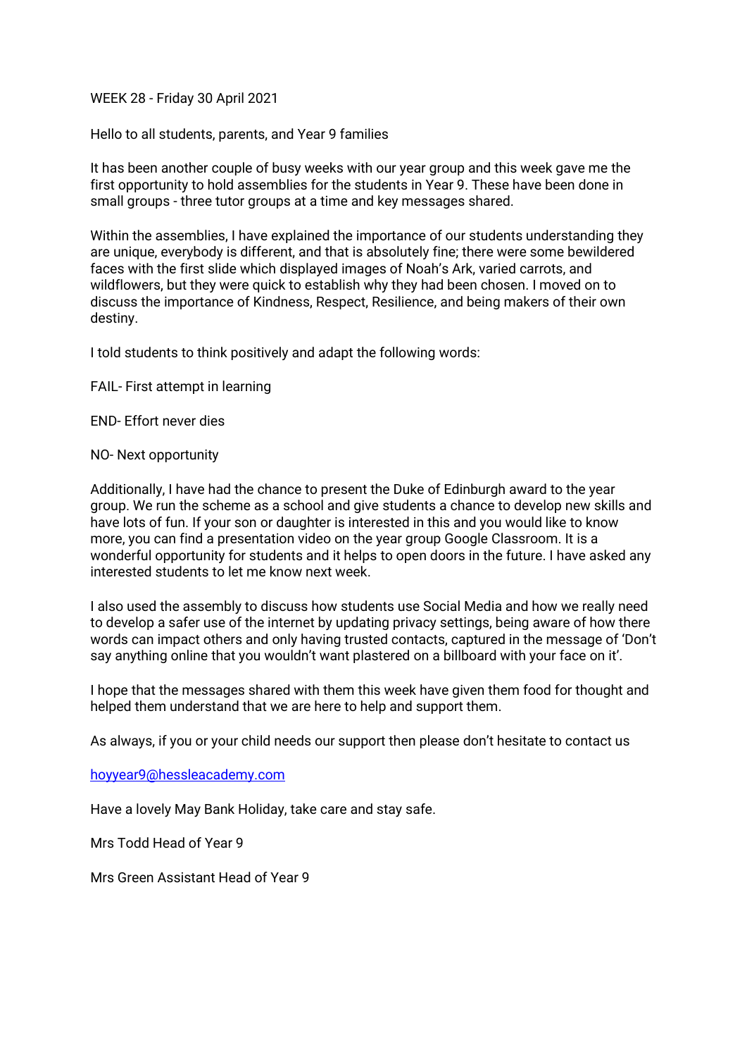WEEK 28 - Friday 30 April 2021

Hello to all students, parents, and Year 9 families

It has been another couple of busy weeks with our year group and this week gave me the first opportunity to hold assemblies for the students in Year 9. These have been done in small groups - three tutor groups at a time and key messages shared.

Within the assemblies, I have explained the importance of our students understanding they are unique, everybody is different, and that is absolutely fine; there were some bewildered faces with the first slide which displayed images of Noah's Ark, varied carrots, and wildflowers, but they were quick to establish why they had been chosen. I moved on to discuss the importance of Kindness, Respect, Resilience, and being makers of their own destiny.

I told students to think positively and adapt the following words:

FAIL- First attempt in learning

END- Effort never dies

NO- Next opportunity

Additionally, I have had the chance to present the Duke of Edinburgh award to the year group. We run the scheme as a school and give students a chance to develop new skills and have lots of fun. If your son or daughter is interested in this and you would like to know more, you can find a presentation video on the year group Google Classroom. It is a wonderful opportunity for students and it helps to open doors in the future. I have asked any interested students to let me know next week.

I also used the assembly to discuss how students use Social Media and how we really need to develop a safer use of the internet by updating privacy settings, being aware of how there words can impact others and only having trusted contacts, captured in the message of 'Don't say anything online that you wouldn't want plastered on a billboard with your face on it'.

I hope that the messages shared with them this week have given them food for thought and helped them understand that we are here to help and support them.

As always, if you or your child needs our support then please don't hesitate to contact us

[hoyyear9@hessleacademy.com](mailto:hoyyear9@hessleacademy.com)

Have a lovely May Bank Holiday, take care and stay safe.

Mrs Todd Head of Year 9

Mrs Green Assistant Head of Year 9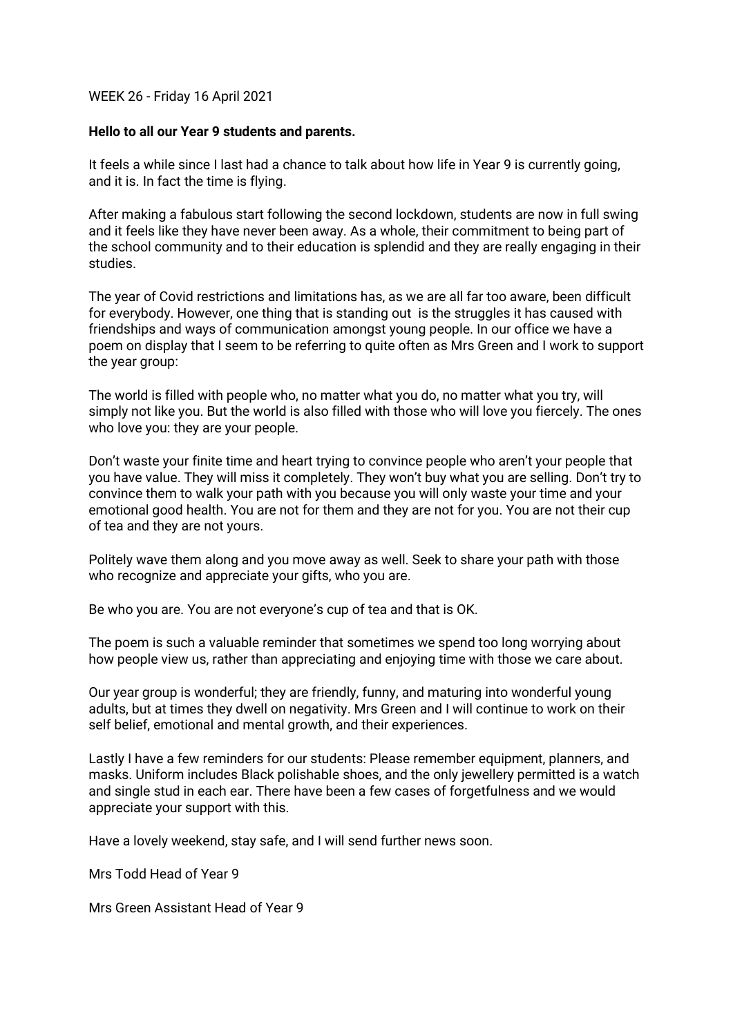WEEK 26 - Friday 16 April 2021

**Hello to all our Year 9 students and parents.**

It feels a while since I last had a chance to talk about how life in Year 9 is currently going, and it is. In fact the time is flying.

After making a fabulous start following the second lockdown, students are now in full swing and it feels like they have never been away. As a whole, their commitment to being part of the school community and to their education is splendid and they are really engaging in their studies.

The year of Covid restrictions and limitations has, as we are all far too aware, been difficult for everybody. However, one thing that is standing out is the struggles it has caused with friendships and ways of communication amongst young people. In our office we have a poem on display that I seem to be referring to quite often as Mrs Green and I work to support the year group:

The world is filled with people who, no matter what you do, no matter what you try, will simply not like you. But the world is also filled with those who will love you fiercely. The ones who love you: they are your people.

Don't waste your finite time and heart trying to convince people who aren't your people that you have value. They will miss it completely. They won't buy what you are selling. Don't try to convince them to walk your path with you because you will only waste your time and your emotional good health. You are not for them and they are not for you. You are not their cup of tea and they are not yours.

Politely wave them along and you move away as well. Seek to share your path with those who recognize and appreciate your gifts, who you are.

Be who you are. You are not everyone's cup of tea and that is OK.

The poem is such a valuable reminder that sometimes we spend too long worrying about how people view us, rather than appreciating and enjoying time with those we care about.

Our year group is wonderful; they are friendly, funny, and maturing into wonderful young adults, but at times they dwell on negativity. Mrs Green and I will continue to work on their self belief, emotional and mental growth, and their experiences.

Lastly I have a few reminders for our students: Please remember equipment, planners, and masks. Uniform includes Black polishable shoes, and the only jewellery permitted is a watch and single stud in each ear. There have been a few cases of forgetfulness and we would appreciate your support with this.

Have a lovely weekend, stay safe, and I will send further news soon.

Mrs Todd Head of Year 9

Mrs Green Assistant Head of Year 9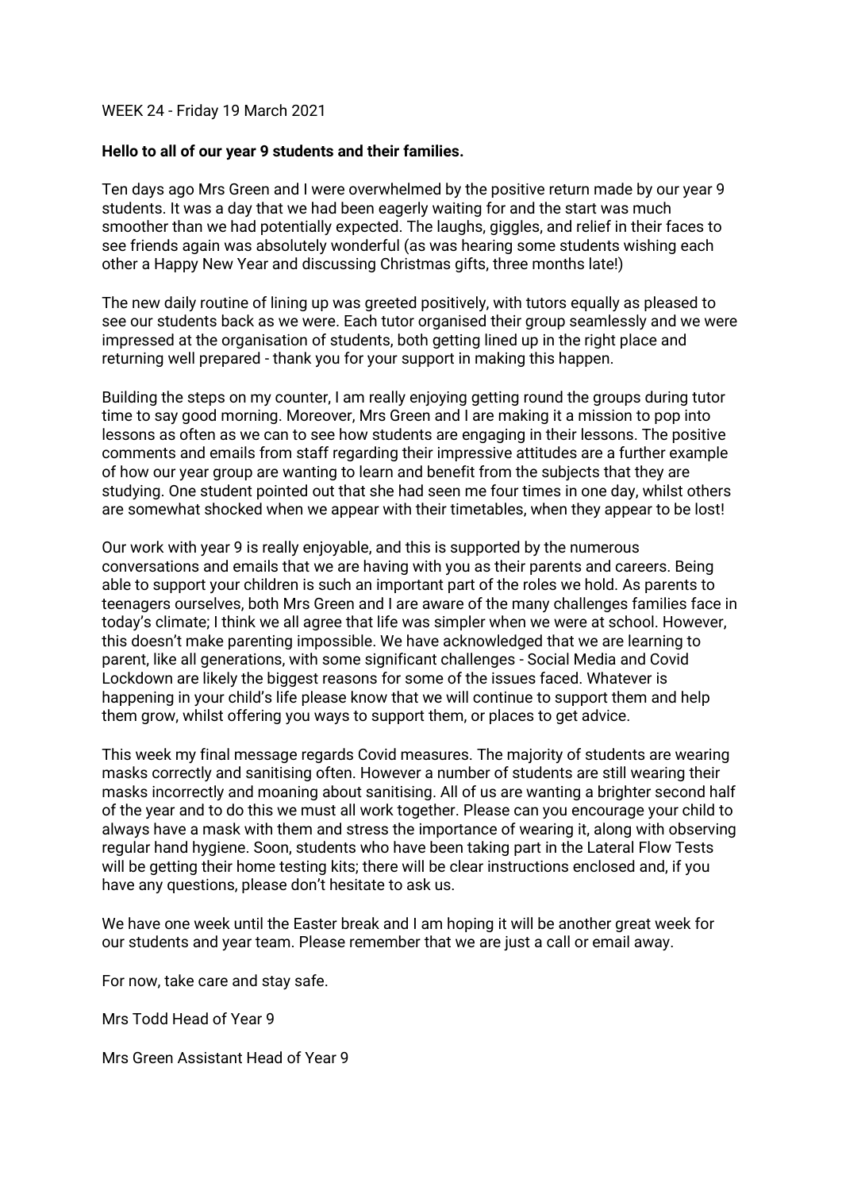WEEK 24 - Friday 19 March 2021

**Hello to all of our year 9 students and their families.**

Ten days ago Mrs Green and I were overwhelmed by the positive return made by our year 9 students. It was a day that we had been eagerly waiting for and the start was much smoother than we had potentially expected. The laughs, giggles, and relief in their faces to see friends again was absolutely wonderful (as was hearing some students wishing each other a Happy New Year and discussing Christmas gifts, three months late!)

The new daily routine of lining up was greeted positively, with tutors equally as pleased to see our students back as we were. Each tutor organised their group seamlessly and we were impressed at the organisation of students, both getting lined up in the right place and returning well prepared - thank you for your support in making this happen.

Building the steps on my counter, I am really enjoying getting round the groups during tutor time to say good morning. Moreover, Mrs Green and I are making it a mission to pop into lessons as often as we can to see how students are engaging in their lessons. The positive comments and emails from staff regarding their impressive attitudes are a further example of how our year group are wanting to learn and benefit from the subjects that they are studying. One student pointed out that she had seen me four times in one day, whilst others are somewhat shocked when we appear with their timetables, when they appear to be lost!

Our work with year 9 is really enjoyable, and this is supported by the numerous conversations and emails that we are having with you as their parents and careers. Being able to support your children is such an important part of the roles we hold. As parents to teenagers ourselves, both Mrs Green and I are aware of the many challenges families face in today's climate; I think we all agree that life was simpler when we were at school. However, this doesn't make parenting impossible. We have acknowledged that we are learning to parent, like all generations, with some significant challenges - Social Media and Covid Lockdown are likely the biggest reasons for some of the issues faced. Whatever is happening in your child's life please know that we will continue to support them and help them grow, whilst offering you ways to support them, or places to get advice.

This week my final message regards Covid measures. The majority of students are wearing masks correctly and sanitising often. However a number of students are still wearing their masks incorrectly and moaning about sanitising. All of us are wanting a brighter second half of the year and to do this we must all work together. Please can you encourage your child to always have a mask with them and stress the importance of wearing it, along with observing regular hand hygiene. Soon, students who have been taking part in the Lateral Flow Tests will be getting their home testing kits; there will be clear instructions enclosed and, if you have any questions, please don't hesitate to ask us.

We have one week until the Easter break and I am hoping it will be another great week for our students and year team. Please remember that we are just a call or email away.

For now, take care and stay safe.

Mrs Todd Head of Year 9

Mrs Green Assistant Head of Year 9